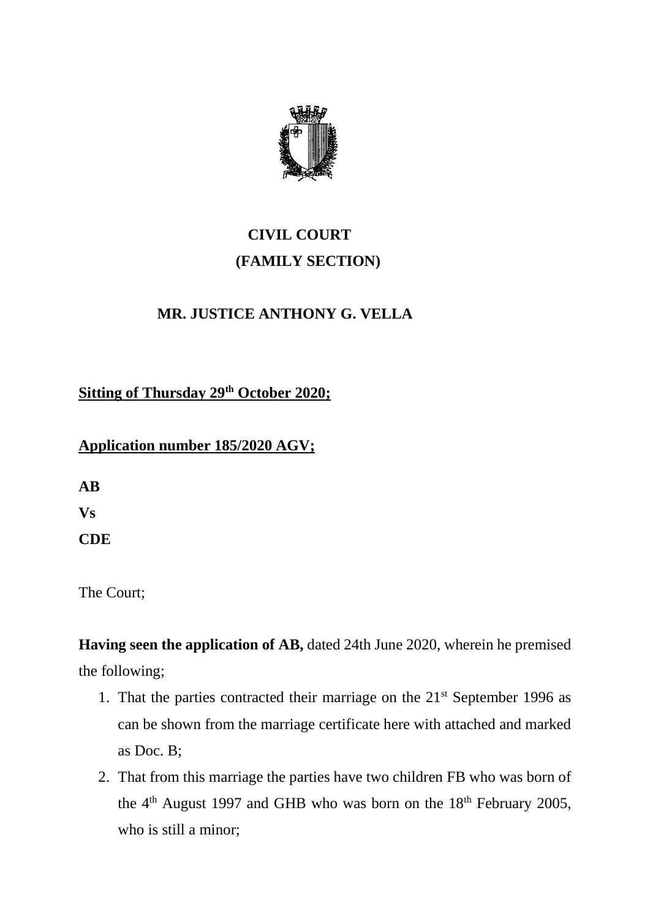**CIVIL COURT**

**(FAMILY SECTION)**

**MR. JUSTICE ANTHONY G. VELLA**

**Sitting of Thursday 29th October 2020;**

**Application number 185/2020 AGV;**

**AB**

**Vs**

**CDE**

The Court;

**Having seen the application of AB,** dated 24th June 2020, wherein he premised the following;

1. That the parties contracted their marriage on the 21st September 1996 as can be shown from the marriage certificate here with attached and marked as Doc. B;
2. That from this marriage the parties have two children FB who was born of the 4th August 1997 and GHB who was born on the 18th February 2005, who is still a minor;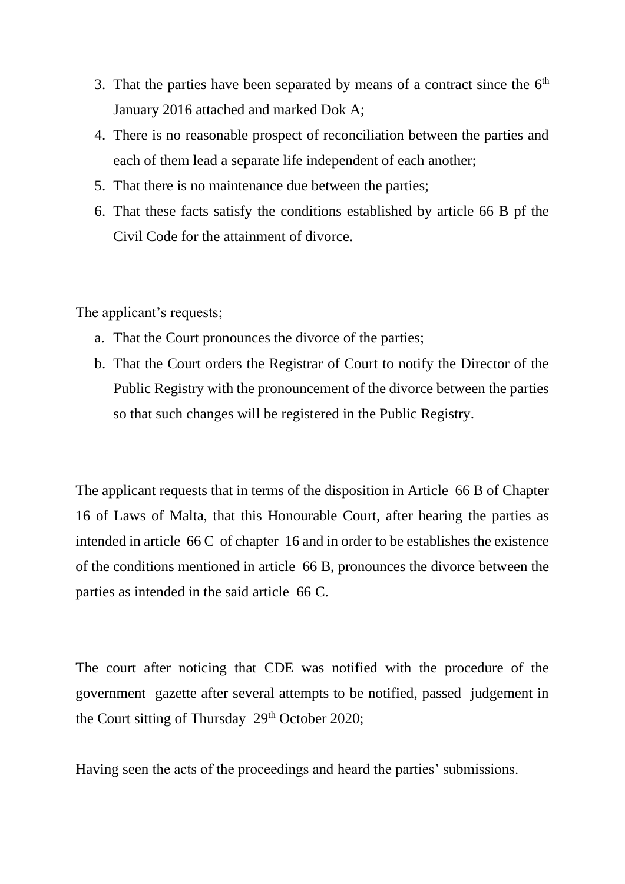3. That the parties have been separated by means of a contract since the 6th January 2016 attached and marked Dok A;
4. There is no reasonable prospect of reconciliation between the parties and each of them lead a separate life independent of each another;
5. That there is no maintenance due between the parties;
6. That these facts satisfy the conditions established by article 66 B pf the Civil Code for the attainment of divorce.

The applicant's requests;

a. That the Court pronounces the divorce of the parties;
b. That the Court orders the Registrar of Court to notify the Director of the Public Registry with the pronouncement of the divorce between the parties so that such changes will be registered in the Public Registry.

The applicant requests that in terms of the disposition in Article 66 B of Chapter 16 of Laws of Malta, that this Honourable Court, after hearing the parties as intended in article 66 C of chapter 16 and in order to be establishes the existence of the conditions mentioned in article 66 B, pronounces the divorce between the parties as intended in the said article 66 C.

The court after noticing that CDE was notified with the procedure of the government gazette after several attempts to be notified, passed judgement in the Court sitting of Thursday 29th October 2020;

Having seen the acts of the proceedings and heard the parties' submissions.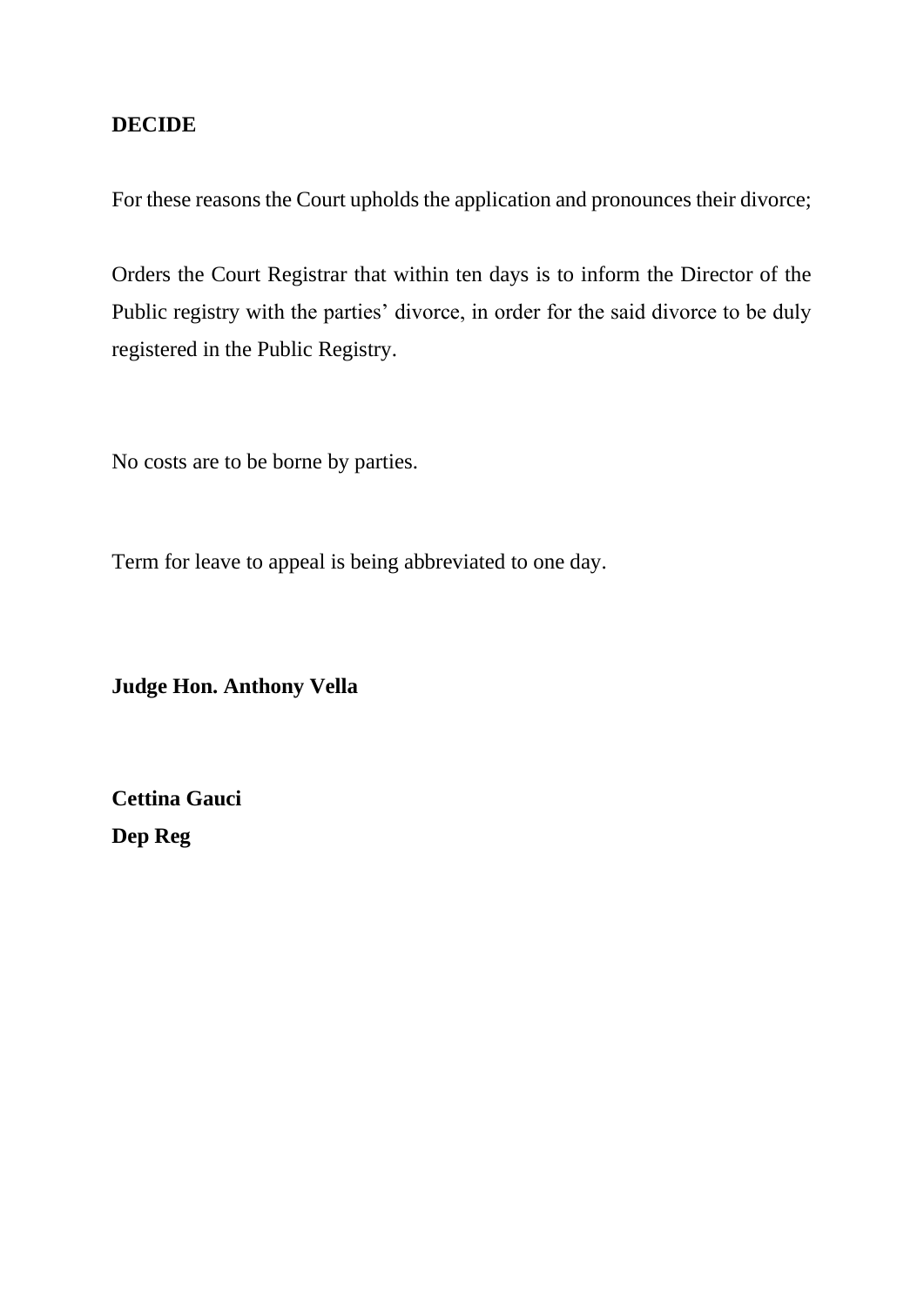**DECIDE**

For these reasons the Court upholds the application and pronounces their divorce;

Orders the Court Registrar that within ten days is to inform the Director of the Public registry with the parties' divorce, in order for the said divorce to be duly registered in the Public Registry.

No costs are to be borne by parties.

Term for leave to appeal is being abbreviated to one day.

**Judge Hon. Anthony Vella**

**Cettina Gauci**
**Dep Reg**